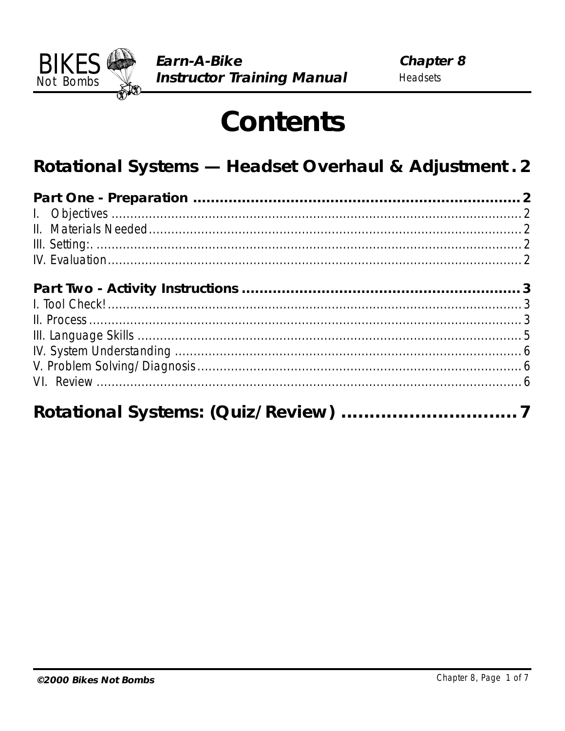# Contents

## Rotational Systems — Headset Overhaul & Adjustment . 2

**Part One - Preparation ........................................................................ 2**

I. Objectives ........................................................................................................ 2
II. Materials Needed ............................................................................................. 2
III. Setting:. ............................................................................................................ 2
IV. Evaluation ........................................................................................................ 2

**Part Two - Activity Instructions .............................................................. 3**

I. Tool Check! ........................................................................................................ 3
II. Process .............................................................................................................. 3
III. Language Skills ................................................................................................ 5
IV. System Understanding ..................................................................................... 6
V. Problem Solving/Diagnosis ................................................................................ 6
VI. Review ............................................................................................................. 6

## Rotational Systems: (Quiz/Review) ................................ 7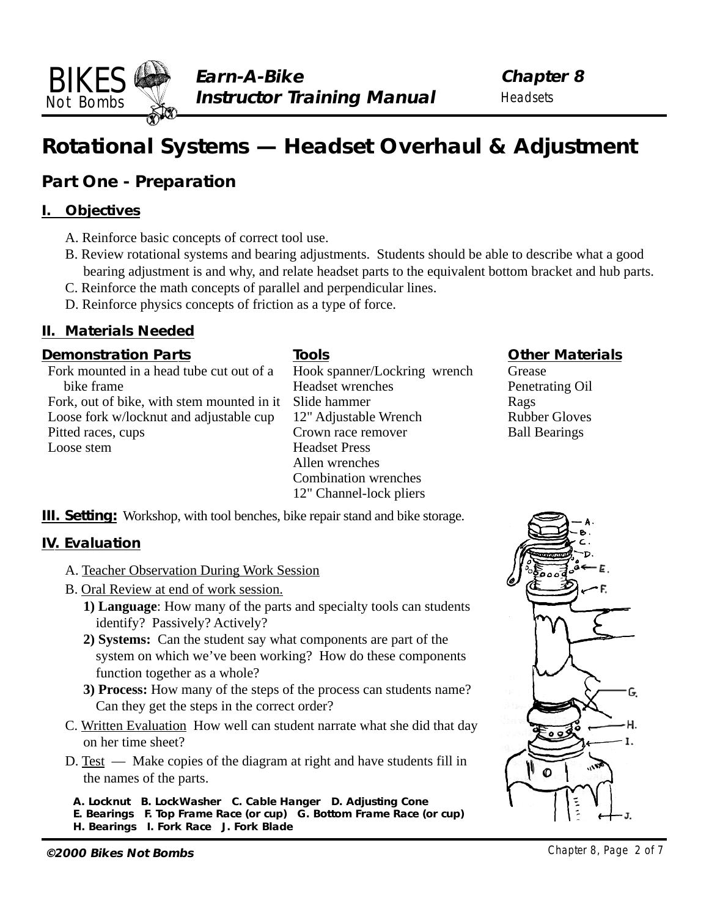# Rotational Systems — Headset Overhaul & Adjustment

## Part One - Preparation

### I. Objectives

A. Reinforce basic concepts of correct tool use.
B. Review rotational systems and bearing adjustments. Students should be able to describe what a good bearing adjustment is and why, and relate headset parts to the equivalent bottom bracket and hub parts.
C. Reinforce the math concepts of parallel and perpendicular lines.
D. Reinforce physics concepts of friction as a type of force.

### II. Materials Needed

| Demonstration Parts | Tools | Other Materials |
|---|---|---|
| Fork mounted in a head tube cut out of a bike frame | Hook spanner/Lockring wrench | Grease |
| Fork, out of bike, with stem mounted in it | Headset wrenches | Penetrating Oil |
| Loose fork w/locknut and adjustable cup | Slide hammer | Rags |
| Pitted races, cups | 12" Adjustable Wrench | Rubber Gloves |
| Loose stem | Crown race remover | Ball Bearings |
| | Headset Press | |
| | Allen wrenches | |
| | Combination wrenches | |
| | 12" Channel-lock pliers | |

**III. Setting:** Workshop, with tool benches, bike repair stand and bike storage.

### IV. Evaluation

A. Teacher Observation During Work Session
B. Oral Review at end of work session.
   **1) Language**: How many of the parts and specialty tools can students identify? Passively? Actively?
   **2) Systems:** Can the student say what components are part of the system on which we've been working? How do these components function together as a whole?
   **3) Process:** How many of the steps of the process can students name? Can they get the steps in the correct order?
C. Written Evaluation How well can student narrate what she did that day on her time sheet?
D. Test — Make copies of the diagram at right and have students fill in the names of the parts.

**A. Locknut B. LockWasher C. Cable Hanger D. Adjusting Cone E. Bearings F. Top Frame Race (or cup) G. Bottom Frame Race (or cup) H. Bearings I. Fork Race J. Fork Blade**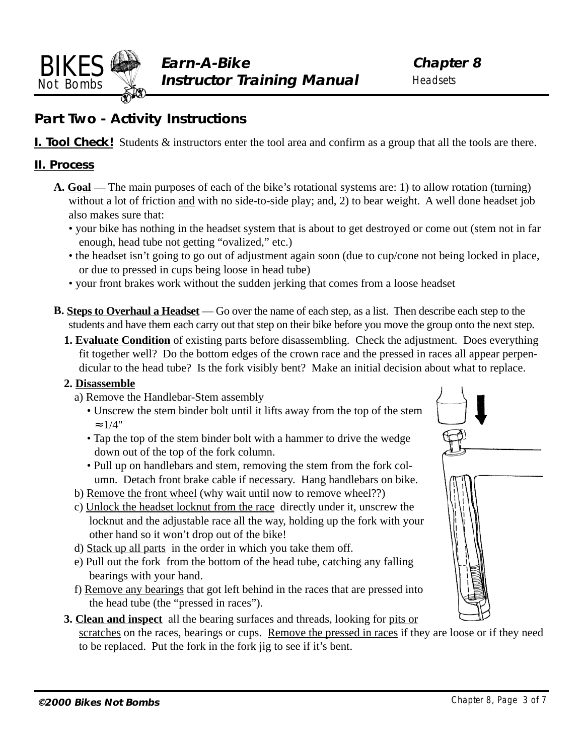## Part Two - Activity Instructions

**I. Tool Check!** Students & instructors enter the tool area and confirm as a group that all the tools are there.

### II. Process

**A. Goal** — The main purposes of each of the bike's rotational systems are: 1) to allow rotation (turning) without a lot of friction and with no side-to-side play; and, 2) to bear weight. A well done headset job also makes sure that:

- your bike has nothing in the headset system that is about to get destroyed or come out (stem not in far enough, head tube not getting "ovalized," etc.)
- the headset isn't going to go out of adjustment again soon (due to cup/cone not being locked in place, or due to pressed in cups being loose in head tube)
- your front brakes work without the sudden jerking that comes from a loose headset

**B. Steps to Overhaul a Headset** — Go over the name of each step, as a list. Then describe each step to the students and have them each carry out that step on their bike before you move the group onto the next step.

1. **Evaluate Condition** of existing parts before disassembling. Check the adjustment. Does everything fit together well? Do the bottom edges of the crown race and the pressed in races all appear perpendicular to the head tube? Is the fork visibly bent? Make an initial decision about what to replace.

2. **Disassemble**
   a) Remove the Handlebar-Stem assembly
   - Unscrew the stem binder bolt until it lifts away from the top of the stem ≈1/4"
   - Tap the top of the stem binder bolt with a hammer to drive the wedge down out of the top of the fork column.
   - Pull up on handlebars and stem, removing the stem from the fork column. Detach front brake cable if necessary. Hang handlebars on bike.

   b) Remove the front wheel (why wait until now to remove wheel??)
   c) Unlock the headset locknut from the race directly under it, unscrew the locknut and the adjustable race all the way, holding up the fork with your other hand so it won't drop out of the bike!
   d) Stack up all parts in the order in which you take them off.
   e) Pull out the fork from the bottom of the head tube, catching any falling bearings with your hand.
   f) Remove any bearings that got left behind in the races that are pressed into the head tube (the "pressed in races").

3. **Clean and inspect** all the bearing surfaces and threads, looking for pits or scratches on the races, bearings or cups. Remove the pressed in races if they are loose or if they need to be replaced. Put the fork in the fork jig to see if it's bent.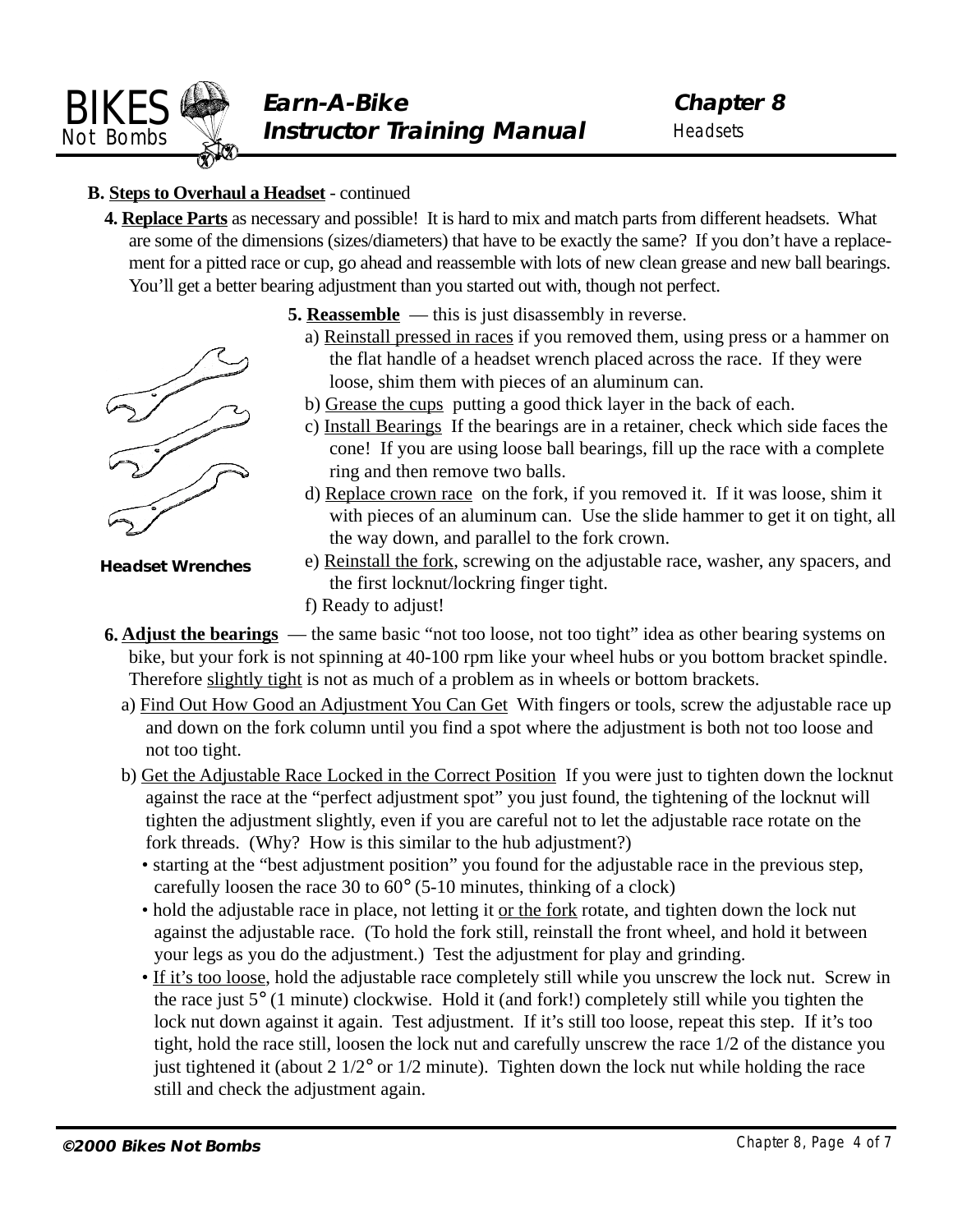**B. Steps to Overhaul a Headset** - continued

**4. Replace Parts** as necessary and possible! It is hard to mix and match parts from different headsets. What are some of the dimensions (sizes/diameters) that have to be exactly the same? If you don't have a replacement for a pitted race or cup, go ahead and reassemble with lots of new clean grease and new ball bearings. You'll get a better bearing adjustment than you started out with, though not perfect.

**5. Reassemble** — this is just disassembly in reverse.

a) Reinstall pressed in races if you removed them, using press or a hammer on the flat handle of a headset wrench placed across the race. If they were loose, shim them with pieces of an aluminum can.

b) Grease the cups putting a good thick layer in the back of each.

c) Install Bearings If the bearings are in a retainer, check which side faces the cone! If you are using loose ball bearings, fill up the race with a complete ring and then remove two balls.

d) Replace crown race on the fork, if you removed it. If it was loose, shim it with pieces of an aluminum can. Use the slide hammer to get it on tight, all the way down, and parallel to the fork crown.

e) Reinstall the fork, screwing on the adjustable race, washer, any spacers, and the first locknut/lockring finger tight.

f) Ready to adjust!

**Headset Wrenches**

**6. Adjust the bearings** — the same basic "not too loose, not too tight" idea as other bearing systems on bike, but your fork is not spinning at 40-100 rpm like your wheel hubs or you bottom bracket spindle. Therefore slightly tight is not as much of a problem as in wheels or bottom brackets.

a) Find Out How Good an Adjustment You Can Get With fingers or tools, screw the adjustable race up and down on the fork column until you find a spot where the adjustment is both not too loose and not too tight.

b) Get the Adjustable Race Locked in the Correct Position If you were just to tighten down the locknut against the race at the "perfect adjustment spot" you just found, the tightening of the locknut will tighten the adjustment slightly, even if you are careful not to let the adjustable race rotate on the fork threads. (Why? How is this similar to the hub adjustment?)

- starting at the "best adjustment position" you found for the adjustable race in the previous step, carefully loosen the race 30 to 60° (5-10 minutes, thinking of a clock)
- hold the adjustable race in place, not letting it or the fork rotate, and tighten down the lock nut against the adjustable race. (To hold the fork still, reinstall the front wheel, and hold it between your legs as you do the adjustment.) Test the adjustment for play and grinding.
- If it's too loose, hold the adjustable race completely still while you unscrew the lock nut. Screw in the race just 5° (1 minute) clockwise. Hold it (and fork!) completely still while you tighten the lock nut down against it again. Test adjustment. If it's still too loose, repeat this step. If it's too tight, hold the race still, loosen the lock nut and carefully unscrew the race 1/2 of the distance you just tightened it (about 2 1/2° or 1/2 minute). Tighten down the lock nut while holding the race still and check the adjustment again.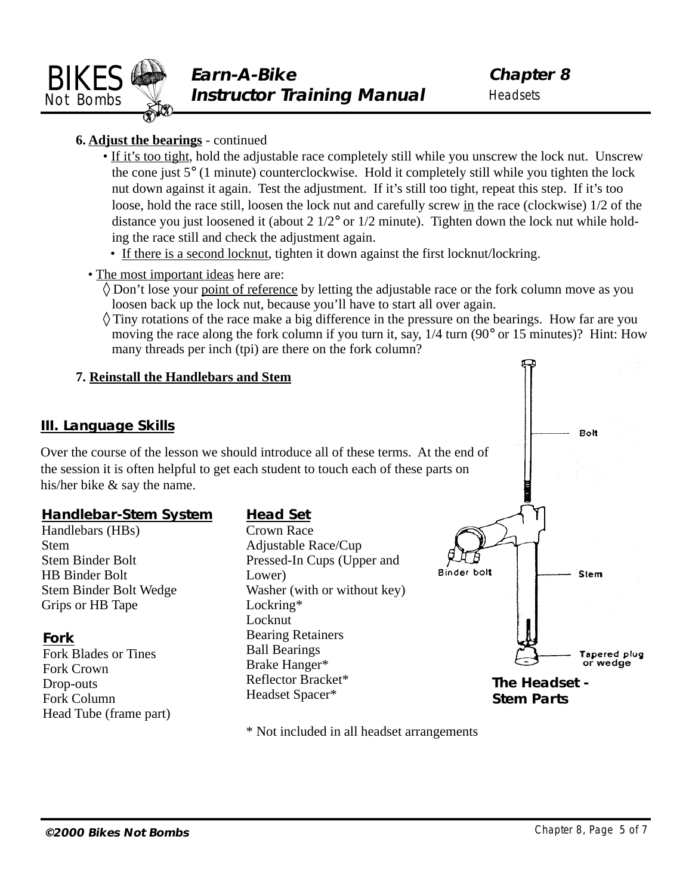**6. Adjust the bearings** - continued

- If it's too tight, hold the adjustable race completely still while you unscrew the lock nut. Unscrew the cone just 5° (1 minute) counterclockwise. Hold it completely still while you tighten the lock nut down against it again. Test the adjustment. If it's still too tight, repeat this step. If it's too loose, hold the race still, loosen the lock nut and carefully screw in the race (clockwise) 1/2 of the distance you just loosened it (about 2 1/2° or 1/2 minute). Tighten down the lock nut while holding the race still and check the adjustment again.
  - If there is a second locknut, tighten it down against the first locknut/lockring.
- The most important ideas here are:
  - ◊ Don't lose your point of reference by letting the adjustable race or the fork column move as you loosen back up the lock nut, because you'll have to start all over again.
  - ◊ Tiny rotations of the race make a big difference in the pressure on the bearings. How far are you moving the race along the fork column if you turn it, say, 1/4 turn (90° or 15 minutes)? Hint: How many threads per inch (tpi) are there on the fork column?

**7. Reinstall the Handlebars and Stem**

## III. Language Skills

Over the course of the lesson we should introduce all of these terms. At the end of the session it is often helpful to get each student to touch each of these parts on his/her bike & say the name.

### Handlebar-Stem System

Handlebars (HBs)
Stem
Stem Binder Bolt
HB Binder Bolt
Stem Binder Bolt Wedge
Grips or HB Tape

### Fork

Fork Blades or Tines
Fork Crown
Drop-outs
Fork Column
Head Tube (frame part)

### Head Set

Crown Race
Adjustable Race/Cup
Pressed-In Cups (Upper and Lower)
Washer (with or without key)
Lockring*
Locknut
Bearing Retainers
Ball Bearings
Brake Hanger*
Reflector Bracket*
Headset Spacer*

\* Not included in all headset arrangements

Bolt
Binder bolt
Stem
Tapered plug or wedge

**The Headset - Stem Parts**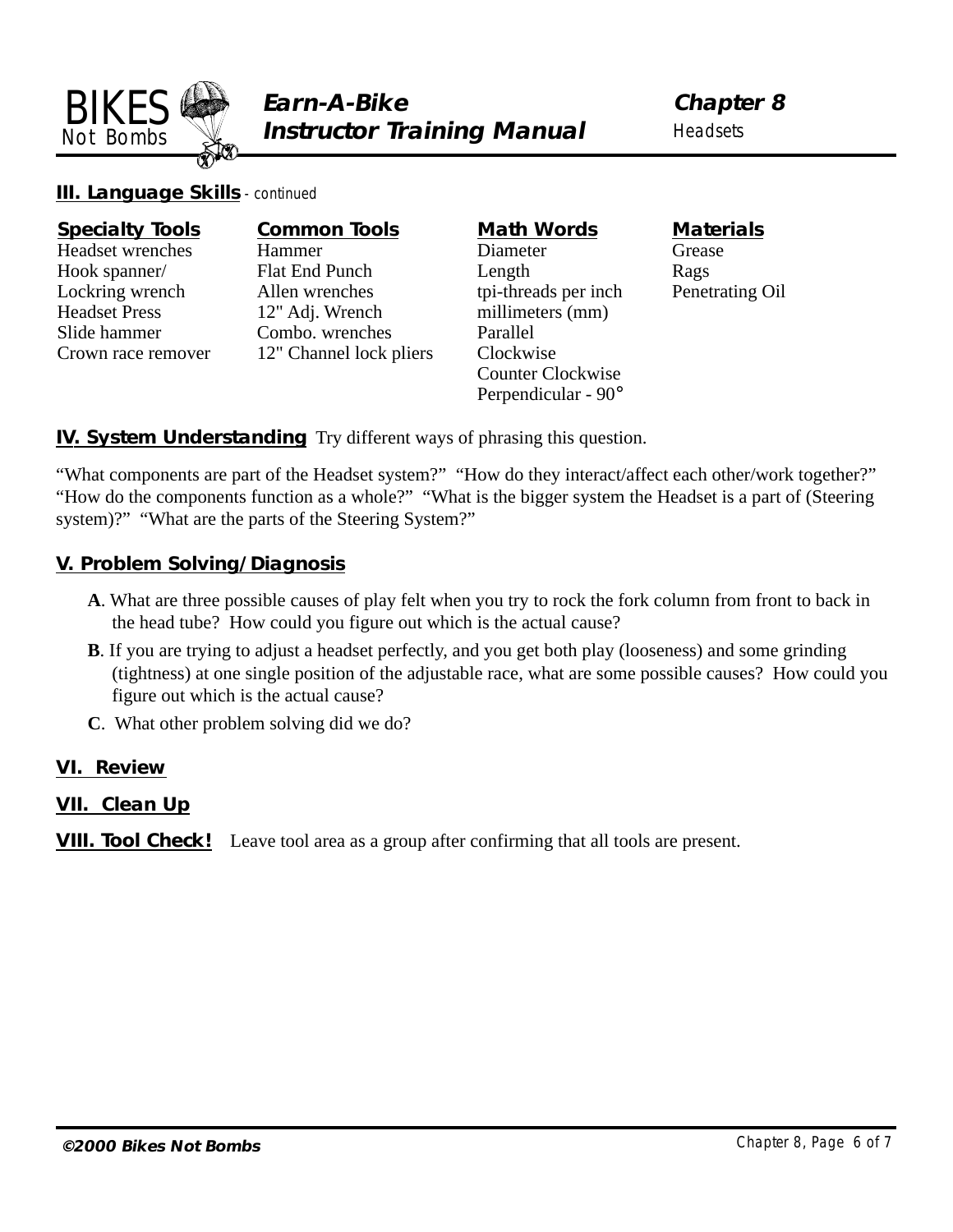**III. Language Skills** - continued

| Specialty Tools | Common Tools | Math Words | Materials |
|---|---|---|---|
| Headset wrenches | Hammer | Diameter | Grease |
| Hook spanner/ | Flat End Punch | Length | Rags |
| Lockring wrench | Allen wrenches | tpi-threads per inch | Penetrating Oil |
| Headset Press | 12" Adj. Wrench | millimeters (mm) | |
| Slide hammer | Combo. wrenches | Parallel | |
| Crown race remover | 12" Channel lock pliers | Clockwise | |
| | | Counter Clockwise | |
| | | Perpendicular - 90° | |

**IV. System Understanding** Try different ways of phrasing this question.

"What components are part of the Headset system?" "How do they interact/affect each other/work together?" "How do the components function as a whole?" "What is the bigger system the Headset is a part of (Steering system)?" "What are the parts of the Steering System?"

**V. Problem Solving/Diagnosis**

**A**. What are three possible causes of play felt when you try to rock the fork column from front to back in the head tube? How could you figure out which is the actual cause?

**B**. If you are trying to adjust a headset perfectly, and you get both play (looseness) and some grinding (tightness) at one single position of the adjustable race, what are some possible causes? How could you figure out which is the actual cause?

**C**. What other problem solving did we do?

**VI. Review**

**VII. Clean Up**

**VIII. Tool Check!** Leave tool area as a group after confirming that all tools are present.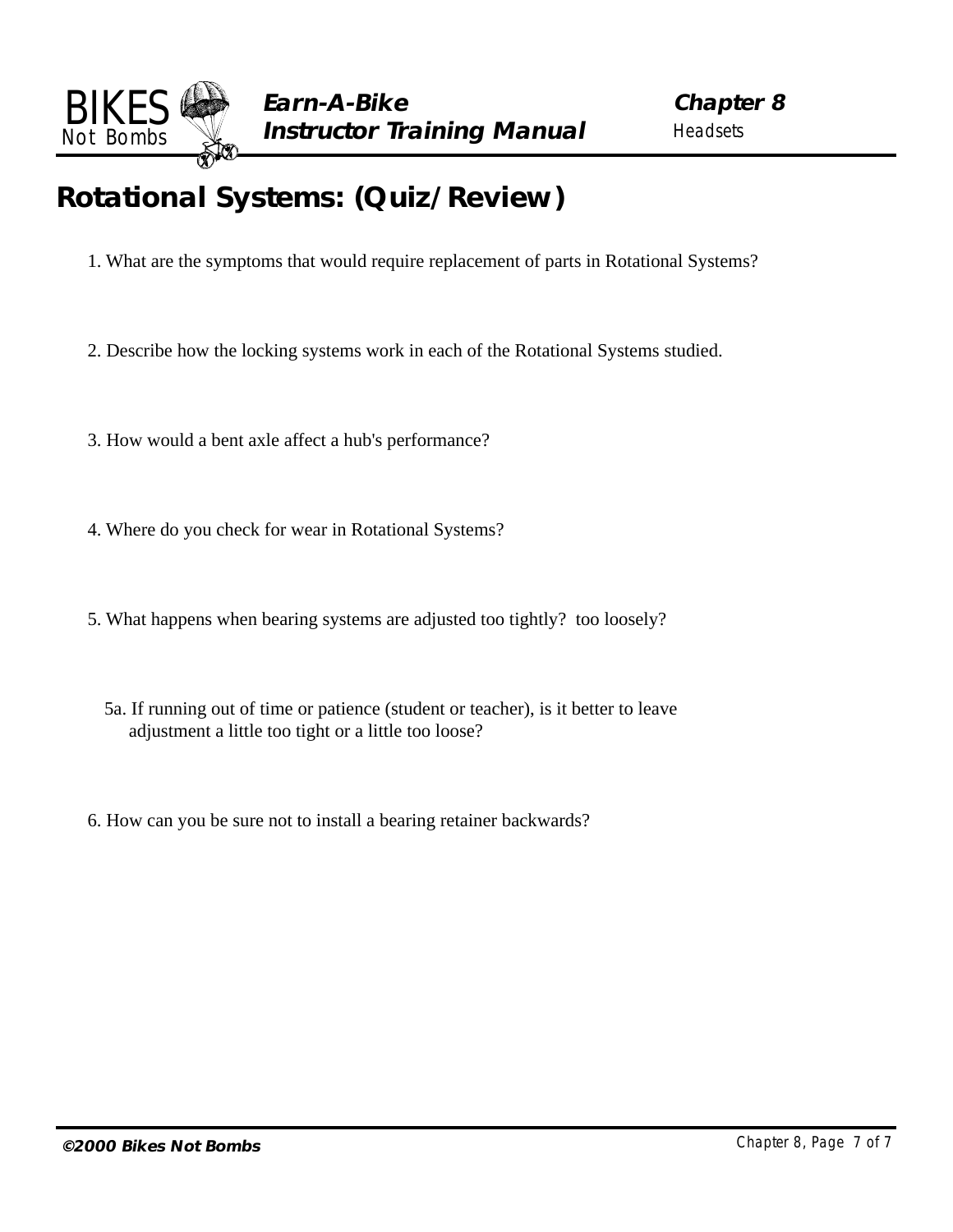## Rotational Systems: (Quiz/Review)

1. What are the symptoms that would require replacement of parts in Rotational Systems?

2. Describe how the locking systems work in each of the Rotational Systems studied.

3. How would a bent axle affect a hub's performance?

4. Where do you check for wear in Rotational Systems?

5. What happens when bearing systems are adjusted too tightly? too loosely?

   5a. If running out of time or patience (student or teacher), is it better to leave adjustment a little too tight or a little too loose?

6. How can you be sure not to install a bearing retainer backwards?